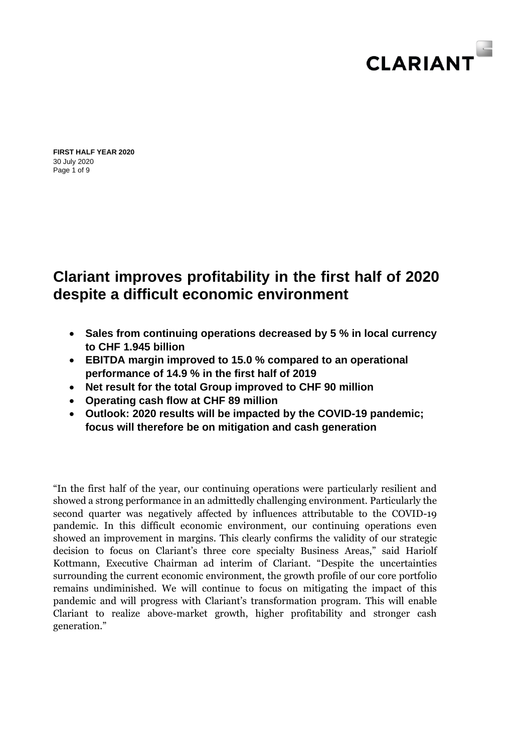**FIRST HALF YEAR 2020**
30 July 2020

# Clariant improves profitability in the first half of 2020 despite a difficult economic environment

- **Sales from continuing operations decreased by 5 % in local currency to CHF 1.945 billion**
- **EBITDA margin improved to 15.0 % compared to an operational performance of 14.9 % in the first half of 2019**
- **Net result for the total Group improved to CHF 90 million**
- **Operating cash flow at CHF 89 million**
- **Outlook: 2020 results will be impacted by the COVID-19 pandemic; focus will therefore be on mitigation and cash generation**

"In the first half of the year, our continuing operations were particularly resilient and showed a strong performance in an admittedly challenging environment. Particularly the second quarter was negatively affected by influences attributable to the COVID-19 pandemic. In this difficult economic environment, our continuing operations even showed an improvement in margins. This clearly confirms the validity of our strategic decision to focus on Clariant's three core specialty Business Areas," said Hariolf Kottmann, Executive Chairman ad interim of Clariant. "Despite the uncertainties surrounding the current economic environment, the growth profile of our core portfolio remains undiminished. We will continue to focus on mitigating the impact of this pandemic and will progress with Clariant's transformation program. This will enable Clariant to realize above-market growth, higher profitability and stronger cash generation."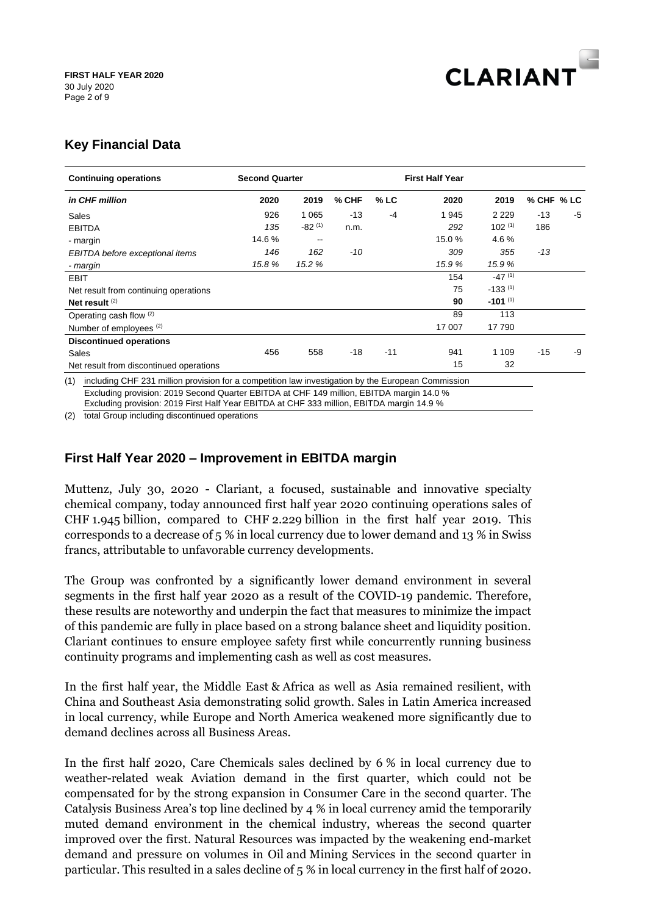## Key Financial Data

| Continuing operations | Second Quarter | | | | First Half Year | | | |
|---|---|---|---|---|---|---|---|---|
| *in CHF million* | **2020** | **2019** | **% CHF** | **% LC** | **2020** | **2019** | **% CHF** | **% LC** |
| Sales | 926 | 1 065 | -13 | -4 | 1 945 | 2 229 | -13 | -5 |
| EBITDA | 135 | -82 (1) | n.m. | | 292 | 102 (1) | 186 | |
| - margin | 14.6 % | -- | | | 15.0 % | 4.6 % | | |
| *EBITDA before exceptional items* | *146* | *162* | *-10* | | *309* | *355* | *-13* | |
| *- margin* | *15.8 %* | *15.2 %* | | | *15.9 %* | *15.9 %* | | |
| EBIT | | | | | 154 | -47 (1) | | |
| Net result from continuing operations | | | | | 75 | -133 (1) | | |
| **Net result** (2) | | | | | **90** | **-101** (1) | | |
| Operating cash flow (2) | | | | | 89 | 113 | | |
| Number of employees (2) | | | | | 17 007 | 17 790 | | |
| **Discontinued operations** | | | | | | | | |
| Sales | 456 | 558 | -18 | -11 | 941 | 1 109 | -15 | -9 |
| Net result from discontinued operations | | | | | 15 | 32 | | |

(1) including CHF 231 million provision for a competition law investigation by the European Commission
Excluding provision: 2019 Second Quarter EBITDA at CHF 149 million, EBITDA margin 14.0 %
Excluding provision: 2019 First Half Year EBITDA at CHF 333 million, EBITDA margin 14.9 %

(2) total Group including discontinued operations

## First Half Year 2020 – Improvement in EBITDA margin

Muttenz, July 30, 2020 - Clariant, a focused, sustainable and innovative specialty chemical company, today announced first half year 2020 continuing operations sales of CHF 1.945 billion, compared to CHF 2.229 billion in the first half year 2019. This corresponds to a decrease of 5 % in local currency due to lower demand and 13 % in Swiss francs, attributable to unfavorable currency developments.

The Group was confronted by a significantly lower demand environment in several segments in the first half year 2020 as a result of the COVID-19 pandemic. Therefore, these results are noteworthy and underpin the fact that measures to minimize the impact of this pandemic are fully in place based on a strong balance sheet and liquidity position. Clariant continues to ensure employee safety first while concurrently running business continuity programs and implementing cash as well as cost measures.

In the first half year, the Middle East & Africa as well as Asia remained resilient, with China and Southeast Asia demonstrating solid growth. Sales in Latin America increased in local currency, while Europe and North America weakened more significantly due to demand declines across all Business Areas.

In the first half 2020, Care Chemicals sales declined by 6 % in local currency due to weather-related weak Aviation demand in the first quarter, which could not be compensated for by the strong expansion in Consumer Care in the second quarter. The Catalysis Business Area's top line declined by 4 % in local currency amid the temporarily muted demand environment in the chemical industry, whereas the second quarter improved over the first. Natural Resources was impacted by the weakening end-market demand and pressure on volumes in Oil and Mining Services in the second quarter in particular. This resulted in a sales decline of 5 % in local currency in the first half of 2020.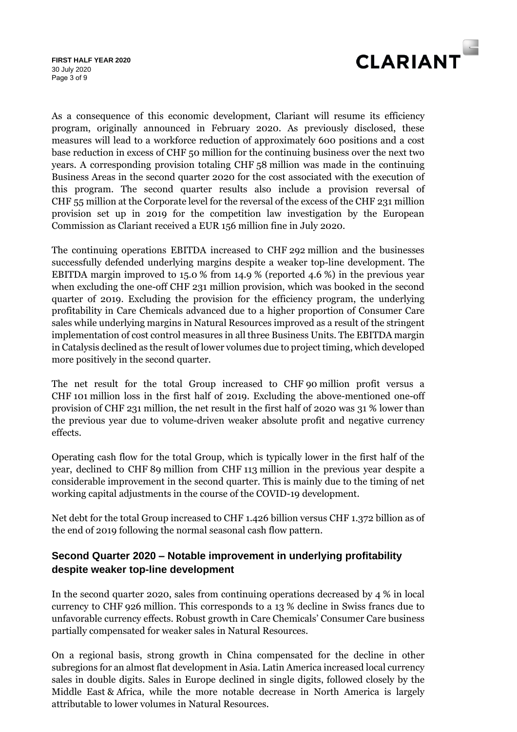As a consequence of this economic development, Clariant will resume its efficiency program, originally announced in February 2020. As previously disclosed, these measures will lead to a workforce reduction of approximately 600 positions and a cost base reduction in excess of CHF 50 million for the continuing business over the next two years. A corresponding provision totaling CHF 58 million was made in the continuing Business Areas in the second quarter 2020 for the cost associated with the execution of this program. The second quarter results also include a provision reversal of CHF 55 million at the Corporate level for the reversal of the excess of the CHF 231 million provision set up in 2019 for the competition law investigation by the European Commission as Clariant received a EUR 156 million fine in July 2020.

The continuing operations EBITDA increased to CHF 292 million and the businesses successfully defended underlying margins despite a weaker top-line development. The EBITDA margin improved to 15.0 % from 14.9 % (reported 4.6 %) in the previous year when excluding the one-off CHF 231 million provision, which was booked in the second quarter of 2019. Excluding the provision for the efficiency program, the underlying profitability in Care Chemicals advanced due to a higher proportion of Consumer Care sales while underlying margins in Natural Resources improved as a result of the stringent implementation of cost control measures in all three Business Units. The EBITDA margin in Catalysis declined as the result of lower volumes due to project timing, which developed more positively in the second quarter.

The net result for the total Group increased to CHF 90 million profit versus a CHF 101 million loss in the first half of 2019. Excluding the above-mentioned one-off provision of CHF 231 million, the net result in the first half of 2020 was 31 % lower than the previous year due to volume-driven weaker absolute profit and negative currency effects.

Operating cash flow for the total Group, which is typically lower in the first half of the year, declined to CHF 89 million from CHF 113 million in the previous year despite a considerable improvement in the second quarter. This is mainly due to the timing of net working capital adjustments in the course of the COVID-19 development.

Net debt for the total Group increased to CHF 1.426 billion versus CHF 1.372 billion as of the end of 2019 following the normal seasonal cash flow pattern.

## Second Quarter 2020 – Notable improvement in underlying profitability despite weaker top-line development

In the second quarter 2020, sales from continuing operations decreased by 4 % in local currency to CHF 926 million. This corresponds to a 13 % decline in Swiss francs due to unfavorable currency effects. Robust growth in Care Chemicals' Consumer Care business partially compensated for weaker sales in Natural Resources.

On a regional basis, strong growth in China compensated for the decline in other subregions for an almost flat development in Asia. Latin America increased local currency sales in double digits. Sales in Europe declined in single digits, followed closely by the Middle East & Africa, while the more notable decrease in North America is largely attributable to lower volumes in Natural Resources.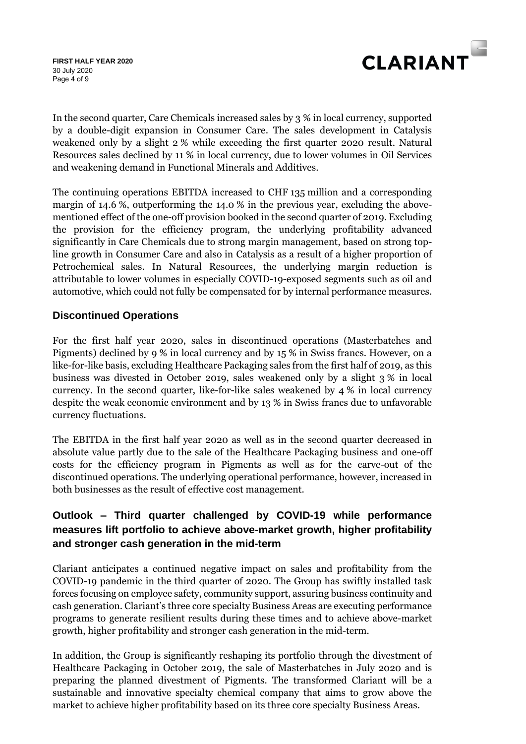In the second quarter, Care Chemicals increased sales by 3 % in local currency, supported by a double-digit expansion in Consumer Care. The sales development in Catalysis weakened only by a slight 2 % while exceeding the first quarter 2020 result. Natural Resources sales declined by 11 % in local currency, due to lower volumes in Oil Services and weakening demand in Functional Minerals and Additives.

The continuing operations EBITDA increased to CHF 135 million and a corresponding margin of 14.6 %, outperforming the 14.0 % in the previous year, excluding the above-mentioned effect of the one-off provision booked in the second quarter of 2019. Excluding the provision for the efficiency program, the underlying profitability advanced significantly in Care Chemicals due to strong margin management, based on strong top-line growth in Consumer Care and also in Catalysis as a result of a higher proportion of Petrochemical sales. In Natural Resources, the underlying margin reduction is attributable to lower volumes in especially COVID-19-exposed segments such as oil and automotive, which could not fully be compensated for by internal performance measures.

## Discontinued Operations

For the first half year 2020, sales in discontinued operations (Masterbatches and Pigments) declined by 9 % in local currency and by 15 % in Swiss francs. However, on a like-for-like basis, excluding Healthcare Packaging sales from the first half of 2019, as this business was divested in October 2019, sales weakened only by a slight 3 % in local currency. In the second quarter, like-for-like sales weakened by 4 % in local currency despite the weak economic environment and by 13 % in Swiss francs due to unfavorable currency fluctuations.

The EBITDA in the first half year 2020 as well as in the second quarter decreased in absolute value partly due to the sale of the Healthcare Packaging business and one-off costs for the efficiency program in Pigments as well as for the carve-out of the discontinued operations. The underlying operational performance, however, increased in both businesses as the result of effective cost management.

## Outlook – Third quarter challenged by COVID-19 while performance measures lift portfolio to achieve above-market growth, higher profitability and stronger cash generation in the mid-term

Clariant anticipates a continued negative impact on sales and profitability from the COVID-19 pandemic in the third quarter of 2020. The Group has swiftly installed task forces focusing on employee safety, community support, assuring business continuity and cash generation. Clariant's three core specialty Business Areas are executing performance programs to generate resilient results during these times and to achieve above-market growth, higher profitability and stronger cash generation in the mid-term.

In addition, the Group is significantly reshaping its portfolio through the divestment of Healthcare Packaging in October 2019, the sale of Masterbatches in July 2020 and is preparing the planned divestment of Pigments. The transformed Clariant will be a sustainable and innovative specialty chemical company that aims to grow above the market to achieve higher profitability based on its three core specialty Business Areas.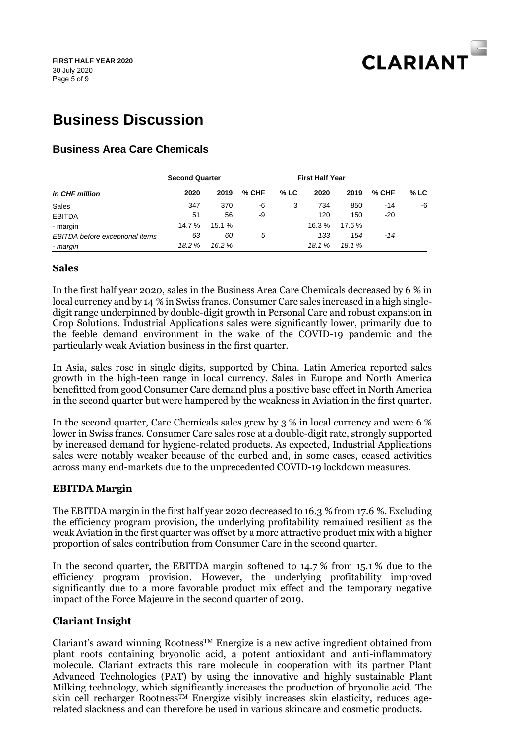# Business Discussion

## Business Area Care Chemicals

| in CHF million | Second Quarter 2020 | Second Quarter 2019 | % CHF | % LC | First Half Year 2020 | First Half Year 2019 | % CHF | % LC |
|---|---|---|---|---|---|---|---|---|
| Sales | 347 | 370 | -6 | 3 | 734 | 850 | -14 | -6 |
| EBITDA | 51 | 56 | -9 | | 120 | 150 | -20 | |
| - margin | 14.7 % | 15.1 % | | | 16.3 % | 17.6 % | | |
| *EBITDA before exceptional items* | *63* | *60* | *5* | | *133* | *154* | *-14* | |
| *- margin* | *18.2 %* | *16.2 %* | | | *18.1 %* | *18.1 %* | | |

### Sales

In the first half year 2020, sales in the Business Area Care Chemicals decreased by 6 % in local currency and by 14 % in Swiss francs. Consumer Care sales increased in a high single-digit range underpinned by double-digit growth in Personal Care and robust expansion in Crop Solutions. Industrial Applications sales were significantly lower, primarily due to the feeble demand environment in the wake of the COVID-19 pandemic and the particularly weak Aviation business in the first quarter.

In Asia, sales rose in single digits, supported by China. Latin America reported sales growth in the high-teen range in local currency. Sales in Europe and North America benefitted from good Consumer Care demand plus a positive base effect in North America in the second quarter but were hampered by the weakness in Aviation in the first quarter.

In the second quarter, Care Chemicals sales grew by 3 % in local currency and were 6 % lower in Swiss francs. Consumer Care sales rose at a double-digit rate, strongly supported by increased demand for hygiene-related products. As expected, Industrial Applications sales were notably weaker because of the curbed and, in some cases, ceased activities across many end-markets due to the unprecedented COVID-19 lockdown measures.

### EBITDA Margin

The EBITDA margin in the first half year 2020 decreased to 16.3 % from 17.6 %. Excluding the efficiency program provision, the underlying profitability remained resilient as the weak Aviation in the first quarter was offset by a more attractive product mix with a higher proportion of sales contribution from Consumer Care in the second quarter.

In the second quarter, the EBITDA margin softened to 14.7 % from 15.1 % due to the efficiency program provision. However, the underlying profitability improved significantly due to a more favorable product mix effect and the temporary negative impact of the Force Majeure in the second quarter of 2019.

### Clariant Insight

Clariant's award winning Rootness™ Energize is a new active ingredient obtained from plant roots containing bryonolic acid, a potent antioxidant and anti-inflammatory molecule. Clariant extracts this rare molecule in cooperation with its partner Plant Advanced Technologies (PAT) by using the innovative and highly sustainable Plant Milking technology, which significantly increases the production of bryonolic acid. The skin cell recharger Rootness™ Energize visibly increases skin elasticity, reduces age-related slackness and can therefore be used in various skincare and cosmetic products.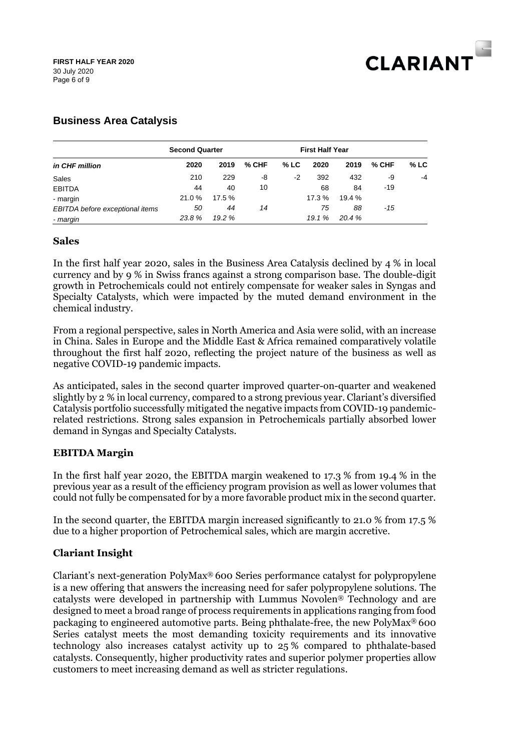## Business Area Catalysis

| in CHF million | Second Quarter | | | | First Half Year | | | |
|---|---|---|---|---|---|---|---|---|
| | 2020 | 2019 | % CHF | % LC | 2020 | 2019 | % CHF | % LC |
| Sales | 210 | 229 | -8 | -2 | 392 | 432 | -9 | -4 |
| EBITDA | 44 | 40 | 10 | | 68 | 84 | -19 | |
| - margin | 21.0 % | 17.5 % | | | 17.3 % | 19.4 % | | |
| *EBITDA before exceptional items* | *50* | *44* | *14* | | *75* | *88* | *-15* | |
| *- margin* | *23.8 %* | *19.2 %* | | | *19.1 %* | *20.4 %* | | |

### Sales

In the first half year 2020, sales in the Business Area Catalysis declined by 4 % in local currency and by 9 % in Swiss francs against a strong comparison base. The double-digit growth in Petrochemicals could not entirely compensate for weaker sales in Syngas and Specialty Catalysts, which were impacted by the muted demand environment in the chemical industry.

From a regional perspective, sales in North America and Asia were solid, with an increase in China. Sales in Europe and the Middle East & Africa remained comparatively volatile throughout the first half 2020, reflecting the project nature of the business as well as negative COVID-19 pandemic impacts.

As anticipated, sales in the second quarter improved quarter-on-quarter and weakened slightly by 2 % in local currency, compared to a strong previous year. Clariant's diversified Catalysis portfolio successfully mitigated the negative impacts from COVID-19 pandemic-related restrictions. Strong sales expansion in Petrochemicals partially absorbed lower demand in Syngas and Specialty Catalysts.

### EBITDA Margin

In the first half year 2020, the EBITDA margin weakened to 17.3 % from 19.4 % in the previous year as a result of the efficiency program provision as well as lower volumes that could not fully be compensated for by a more favorable product mix in the second quarter.

In the second quarter, the EBITDA margin increased significantly to 21.0 % from 17.5 % due to a higher proportion of Petrochemical sales, which are margin accretive.

### Clariant Insight

Clariant's next-generation PolyMax® 600 Series performance catalyst for polypropylene is a new offering that answers the increasing need for safer polypropylene solutions. The catalysts were developed in partnership with Lummus Novolen® Technology and are designed to meet a broad range of process requirements in applications ranging from food packaging to engineered automotive parts. Being phthalate-free, the new PolyMax® 600 Series catalyst meets the most demanding toxicity requirements and its innovative technology also increases catalyst activity up to 25 % compared to phthalate-based catalysts. Consequently, higher productivity rates and superior polymer properties allow customers to meet increasing demand as well as stricter regulations.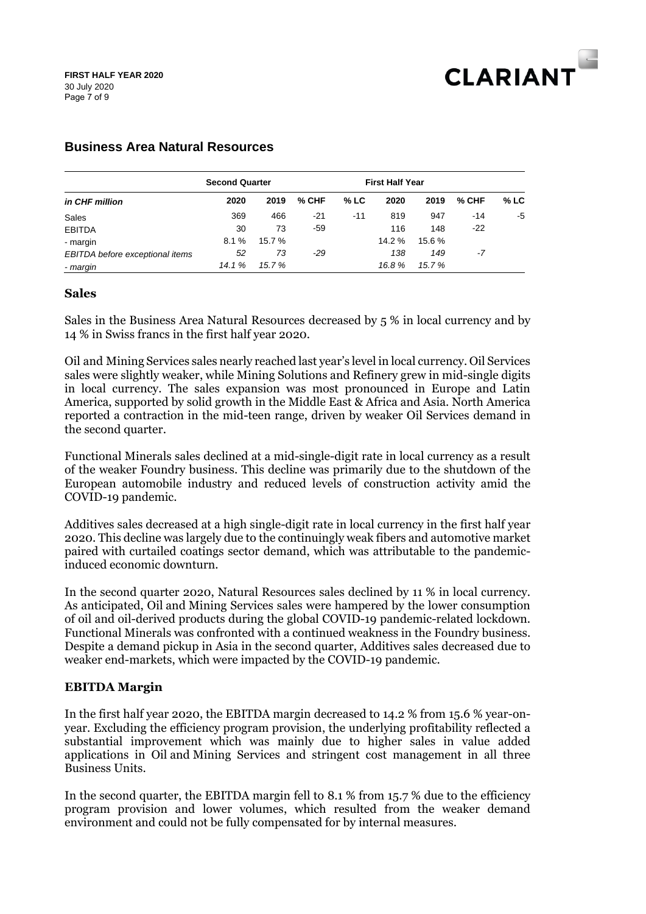## Business Area Natural Resources

| | Second Quarter | | | | First Half Year | | | |
|---|---|---|---|---|---|---|---|---|
| *in CHF million* | 2020 | 2019 | % CHF | % LC | 2020 | 2019 | % CHF | % LC |
| Sales | 369 | 466 | -21 | -11 | 819 | 947 | -14 | -5 |
| EBITDA | 30 | 73 | -59 | | 116 | 148 | -22 | |
| - margin | 8.1 % | 15.7 % | | | 14.2 % | 15.6 % | | |
| *EBITDA before exceptional items* | *52* | *73* | *-29* | | *138* | *149* | *-7* | |
| *- margin* | *14.1 %* | *15.7 %* | | | *16.8 %* | *15.7 %* | | |

### Sales

Sales in the Business Area Natural Resources decreased by 5 % in local currency and by 14 % in Swiss francs in the first half year 2020.

Oil and Mining Services sales nearly reached last year's level in local currency. Oil Services sales were slightly weaker, while Mining Solutions and Refinery grew in mid-single digits in local currency. The sales expansion was most pronounced in Europe and Latin America, supported by solid growth in the Middle East & Africa and Asia. North America reported a contraction in the mid-teen range, driven by weaker Oil Services demand in the second quarter.

Functional Minerals sales declined at a mid-single-digit rate in local currency as a result of the weaker Foundry business. This decline was primarily due to the shutdown of the European automobile industry and reduced levels of construction activity amid the COVID-19 pandemic.

Additives sales decreased at a high single-digit rate in local currency in the first half year 2020. This decline was largely due to the continuingly weak fibers and automotive market paired with curtailed coatings sector demand, which was attributable to the pandemic-induced economic downturn.

In the second quarter 2020, Natural Resources sales declined by 11 % in local currency. As anticipated, Oil and Mining Services sales were hampered by the lower consumption of oil and oil-derived products during the global COVID-19 pandemic-related lockdown. Functional Minerals was confronted with a continued weakness in the Foundry business. Despite a demand pickup in Asia in the second quarter, Additives sales decreased due to weaker end-markets, which were impacted by the COVID-19 pandemic.

### EBITDA Margin

In the first half year 2020, the EBITDA margin decreased to 14.2 % from 15.6 % year-on-year. Excluding the efficiency program provision, the underlying profitability reflected a substantial improvement which was mainly due to higher sales in value added applications in Oil and Mining Services and stringent cost management in all three Business Units.

In the second quarter, the EBITDA margin fell to 8.1 % from 15.7 % due to the efficiency program provision and lower volumes, which resulted from the weaker demand environment and could not be fully compensated for by internal measures.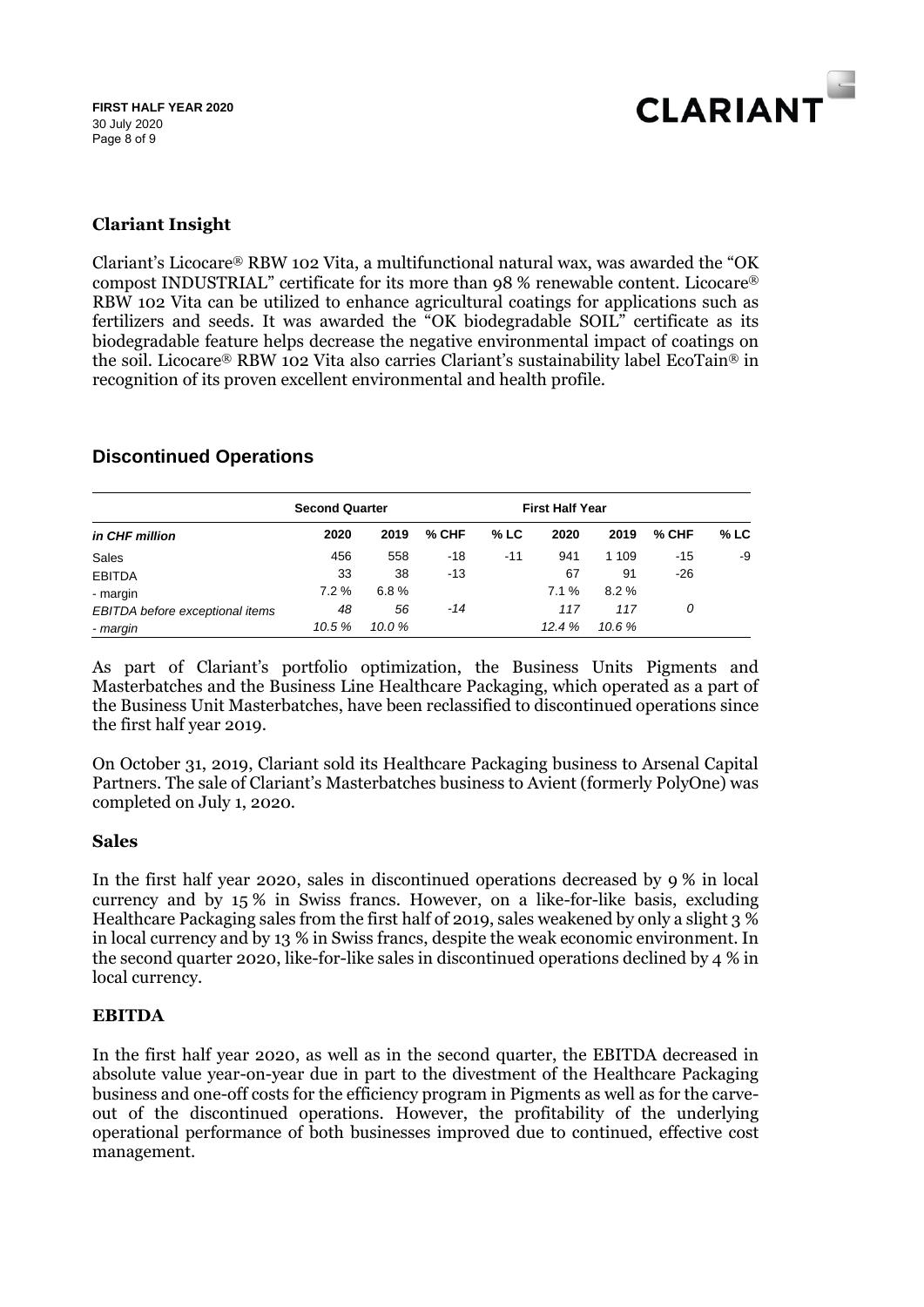## Clariant Insight

Clariant's Licocare® RBW 102 Vita, a multifunctional natural wax, was awarded the "OK compost INDUSTRIAL" certificate for its more than 98 % renewable content. Licocare® RBW 102 Vita can be utilized to enhance agricultural coatings for applications such as fertilizers and seeds. It was awarded the "OK biodegradable SOIL" certificate as its biodegradable feature helps decrease the negative environmental impact of coatings on the soil. Licocare® RBW 102 Vita also carries Clariant's sustainability label EcoTain® in recognition of its proven excellent environmental and health profile.

## Discontinued Operations

| | Second Quarter | | | | First Half Year | | | |
|---|---|---|---|---|---|---|---|---|
| *in CHF million* | 2020 | 2019 | % CHF | % LC | 2020 | 2019 | % CHF | % LC |
| Sales | 456 | 558 | -18 | -11 | 941 | 1 109 | -15 | -9 |
| EBITDA | 33 | 38 | -13 | | 67 | 91 | -26 | |
| - margin | 7.2 % | 6.8 % | | | 7.1 % | 8.2 % | | |
| *EBITDA before exceptional items* | *48* | *56* | *-14* | | *117* | *117* | *0* | |
| *- margin* | *10.5 %* | *10.0 %* | | | *12.4 %* | *10.6 %* | | |

As part of Clariant's portfolio optimization, the Business Units Pigments and Masterbatches and the Business Line Healthcare Packaging, which operated as a part of the Business Unit Masterbatches, have been reclassified to discontinued operations since the first half year 2019.

On October 31, 2019, Clariant sold its Healthcare Packaging business to Arsenal Capital Partners. The sale of Clariant's Masterbatches business to Avient (formerly PolyOne) was completed on July 1, 2020.

### Sales

In the first half year 2020, sales in discontinued operations decreased by 9 % in local currency and by 15 % in Swiss francs. However, on a like-for-like basis, excluding Healthcare Packaging sales from the first half of 2019, sales weakened by only a slight 3 % in local currency and by 13 % in Swiss francs, despite the weak economic environment. In the second quarter 2020, like-for-like sales in discontinued operations declined by 4 % in local currency.

### EBITDA

In the first half year 2020, as well as in the second quarter, the EBITDA decreased in absolute value year-on-year due in part to the divestment of the Healthcare Packaging business and one-off costs for the efficiency program in Pigments as well as for the carve-out of the discontinued operations. However, the profitability of the underlying operational performance of both businesses improved due to continued, effective cost management.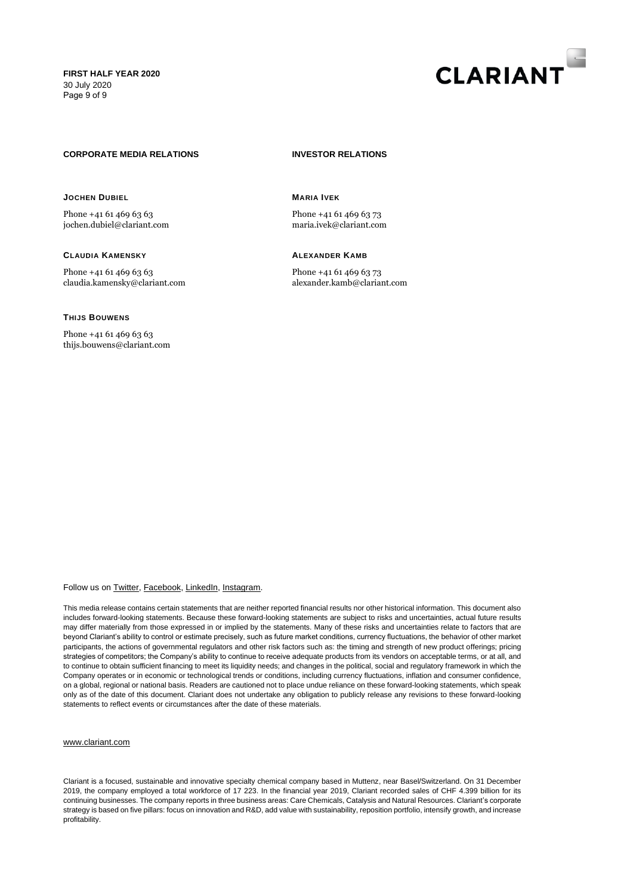**CORPORATE MEDIA RELATIONS**

**JOCHEN DUBIEL**

Phone +41 61 469 63 63
jochen.dubiel@clariant.com

**CLAUDIA KAMENSKY**

Phone +41 61 469 63 63
claudia.kamensky@clariant.com

**THIJS BOUWENS**

Phone +41 61 469 63 63
thijs.bouwens@clariant.com

**INVESTOR RELATIONS**

**MARIA IVEK**

Phone +41 61 469 63 73
maria.ivek@clariant.com

**ALEXANDER KAMB**

Phone +41 61 469 63 73
alexander.kamb@clariant.com

Follow us on Twitter, Facebook, LinkedIn, Instagram.

This media release contains certain statements that are neither reported financial results nor other historical information. This document also includes forward-looking statements. Because these forward-looking statements are subject to risks and uncertainties, actual future results may differ materially from those expressed in or implied by the statements. Many of these risks and uncertainties relate to factors that are beyond Clariant's ability to control or estimate precisely, such as future market conditions, currency fluctuations, the behavior of other market participants, the actions of governmental regulators and other risk factors such as: the timing and strength of new product offerings; pricing strategies of competitors; the Company's ability to continue to receive adequate products from its vendors on acceptable terms, or at all, and to continue to obtain sufficient financing to meet its liquidity needs; and changes in the political, social and regulatory framework in which the Company operates or in economic or technological trends or conditions, including currency fluctuations, inflation and consumer confidence, on a global, regional or national basis. Readers are cautioned not to place undue reliance on these forward-looking statements, which speak only as of the date of this document. Clariant does not undertake any obligation to publicly release any revisions to these forward-looking statements to reflect events or circumstances after the date of these materials.

www.clariant.com

Clariant is a focused, sustainable and innovative specialty chemical company based in Muttenz, near Basel/Switzerland. On 31 December 2019, the company employed a total workforce of 17 223. In the financial year 2019, Clariant recorded sales of CHF 4.399 billion for its continuing businesses. The company reports in three business areas: Care Chemicals, Catalysis and Natural Resources. Clariant's corporate strategy is based on five pillars: focus on innovation and R&D, add value with sustainability, reposition portfolio, intensify growth, and increase profitability.